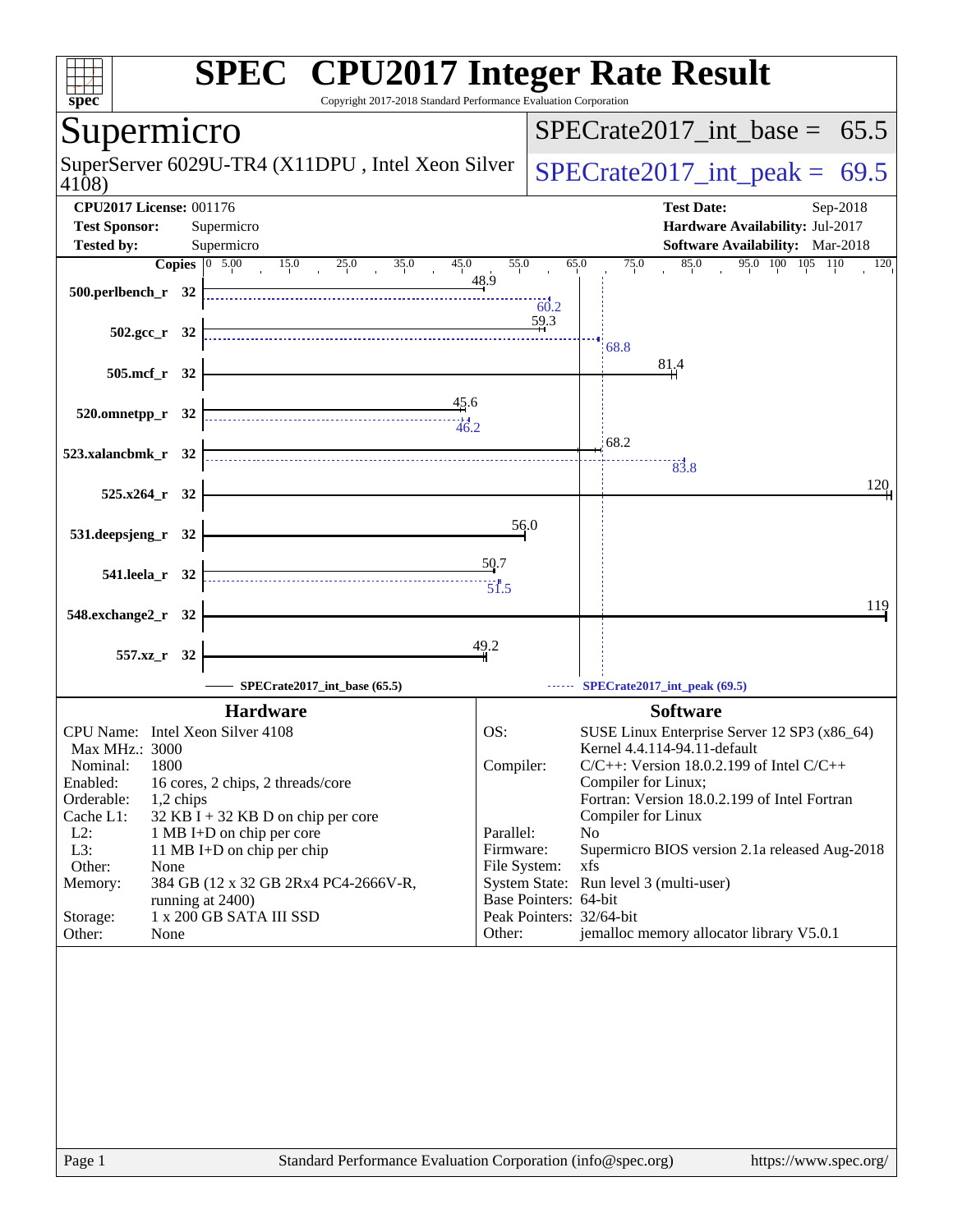# SPEC CPU2017 Integer Rate Result

Copyright 2017-2018 Standard Performance Evaluation Corporation

## Supermicro

SuperServer 6029U-TR4 (X11DPU , Intel Xeon Silver 4108)

SPECrate2017_int_base = 65.5

SPECrate2017_int_peak = 69.5

**CPU2017 License:** 001176
**Test Sponsor:** Supermicro
**Tested by:** Supermicro

**Test Date:** Sep-2018
**Hardware Availability:** Jul-2017
**Software Availability:** Mar-2018

| Benchmark | Copies | Base | Peak |
|---|---|---|---|
| 500.perlbench_r | 32 | 48.9 | 60.2 |
| 502.gcc_r | 32 | 59.3 | 68.8 |
| 505.mcf_r | 32 | 81.4 | |
| 520.omnetpp_r | 32 | 45.6 | 46.2 |
| 523.xalancbmk_r | 32 | 68.2 | 83.8 |
| 525.x264_r | 32 | 120 | |
| 531.deepsjeng_r | 32 | 56.0 | |
| 541.leela_r | 32 | 50.7 | 51.5 |
| 548.exchange2_r | 32 | 119 | |
| 557.xz_r | 32 | 49.2 | |

SPECrate2017_int_base (65.5) — SPECrate2017_int_peak (69.5)

### Hardware

| | |
|---|---|
| CPU Name: | Intel Xeon Silver 4108 |
| Max MHz.: | 3000 |
| Nominal: | 1800 |
| Enabled: | 16 cores, 2 chips, 2 threads/core |
| Orderable: | 1,2 chips |
| Cache L1: | 32 KB I + 32 KB D on chip per core |
| L2: | 1 MB I+D on chip per core |
| L3: | 11 MB I+D on chip per chip |
| Other: | None |
| Memory: | 384 GB (12 x 32 GB 2Rx4 PC4-2666V-R, running at 2400) |
| Storage: | 1 x 200 GB SATA III SSD |
| Other: | None |

### Software

| | |
|---|---|
| OS: | SUSE Linux Enterprise Server 12 SP3 (x86_64) Kernel 4.4.114-94.11-default |
| Compiler: | C/C++: Version 18.0.2.199 of Intel C/C++ Compiler for Linux; Fortran: Version 18.0.2.199 of Intel Fortran Compiler for Linux |
| Parallel: | No |
| Firmware: | Supermicro BIOS version 2.1a released Aug-2018 |
| File System: | xfs |
| System State: | Run level 3 (multi-user) |
| Base Pointers: | 64-bit |
| Peak Pointers: | 32/64-bit |
| Other: | jemalloc memory allocator library V5.0.1 |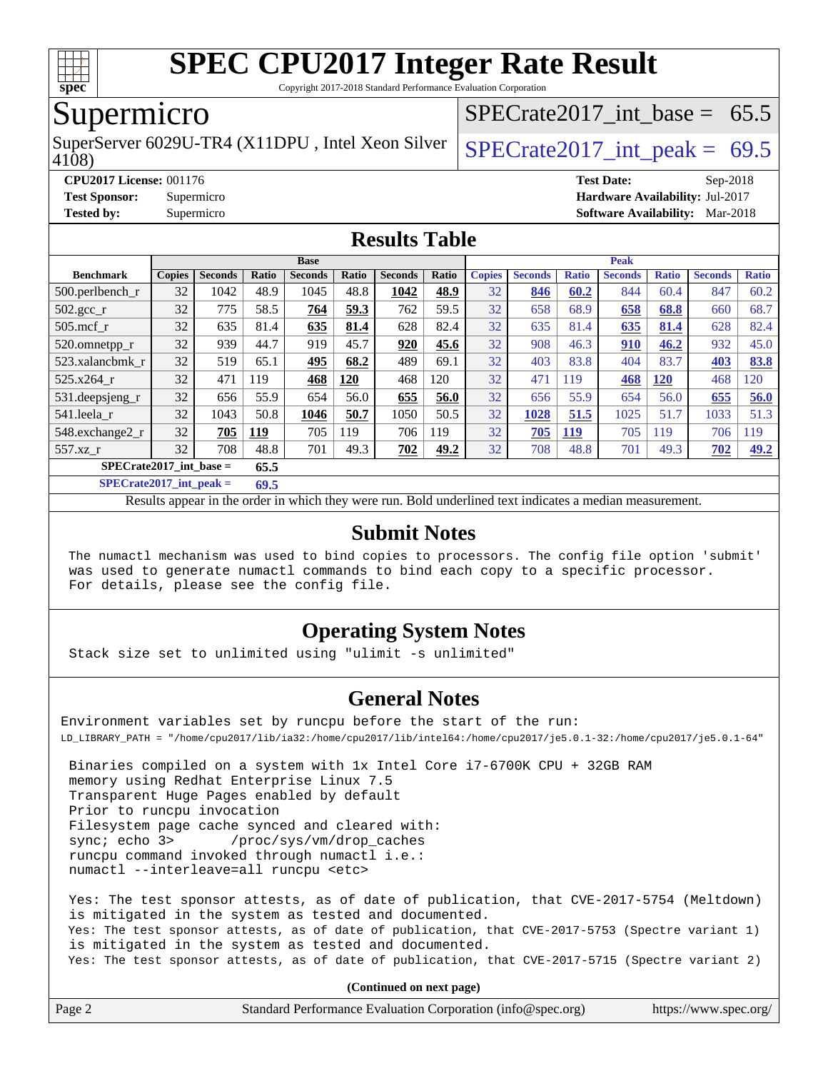# SPEC CPU2017 Integer Rate Result

Copyright 2017-2018 Standard Performance Evaluation Corporation

## Supermicro

SuperServer 6029U-TR4 (X11DPU , Intel Xeon Silver 4108)

SPECrate2017_int_base = 65.5

SPECrate2017_int_peak = 69.5

**CPU2017 License:** 001176
**Test Sponsor:** Supermicro
**Tested by:** Supermicro

**Test Date:** Sep-2018
**Hardware Availability:** Jul-2017
**Software Availability:** Mar-2018

## Results Table

| Benchmark | Base | | | | | | | Peak | | | | | | |
|---|---|---|---|---|---|---|---|---|---|---|---|---|---|---|
| | Copies | Seconds | Ratio | Seconds | Ratio | Seconds | Ratio | Copies | Seconds | Ratio | Seconds | Ratio | Seconds | Ratio |
| 500.perlbench_r | 32 | 1042 | 48.9 | 1045 | 48.8 | **1042** | **48.9** | 32 | **846** | **60.2** | 844 | 60.4 | 847 | 60.2 |
| 502.gcc_r | 32 | 775 | 58.5 | **764** | **59.3** | 762 | 59.5 | 32 | 658 | 68.9 | **658** | **68.8** | 660 | 68.7 |
| 505.mcf_r | 32 | 635 | 81.4 | **635** | **81.4** | 628 | 82.4 | 32 | 635 | 81.4 | **635** | **81.4** | 628 | 82.4 |
| 520.omnetpp_r | 32 | 939 | 44.7 | 919 | 45.7 | **920** | **45.6** | 32 | 908 | 46.3 | **910** | **46.2** | 932 | 45.0 |
| 523.xalancbmk_r | 32 | 519 | 65.1 | **495** | **68.2** | 489 | 69.1 | 32 | 403 | 83.8 | 404 | 83.7 | **403** | **83.8** |
| 525.x264_r | 32 | 471 | 119 | **468** | **120** | 468 | 120 | 32 | 471 | 119 | **468** | **120** | 468 | 120 |
| 531.deepsjeng_r | 32 | 656 | 55.9 | 654 | 56.0 | **655** | **56.0** | 32 | 656 | 55.9 | 654 | 56.0 | **655** | **56.0** |
| 541.leela_r | 32 | 1043 | 50.8 | **1046** | **50.7** | 1050 | 50.5 | 32 | **1028** | **51.5** | 1025 | 51.7 | 1033 | 51.3 |
| 548.exchange2_r | 32 | **705** | **119** | 705 | 119 | 706 | 119 | 32 | **705** | **119** | 705 | 119 | 706 | 119 |
| 557.xz_r | 32 | 708 | 48.8 | 701 | 49.3 | **702** | **49.2** | 32 | 708 | 48.8 | 701 | 49.3 | **702** | **49.2** |

**SPECrate2017_int_base = 65.5**

**SPECrate2017_int_peak = 69.5**

Results appear in the order in which they were run. Bold underlined text indicates a median measurement.

## Submit Notes

The numactl mechanism was used to bind copies to processors. The config file option 'submit' was used to generate numactl commands to bind each copy to a specific processor. For details, please see the config file.

## Operating System Notes

Stack size set to unlimited using "ulimit -s unlimited"

## General Notes

Environment variables set by runcpu before the start of the run:
LD_LIBRARY_PATH = "/home/cpu2017/lib/ia32:/home/cpu2017/lib/intel64:/home/cpu2017/je5.0.1-32:/home/cpu2017/je5.0.1-64"

```
Binaries compiled on a system with 1x Intel Core i7-6700K CPU + 32GB RAM
memory using Redhat Enterprise Linux 7.5
Transparent Huge Pages enabled by default
Prior to runcpu invocation
Filesystem page cache synced and cleared with:
sync; echo 3>       /proc/sys/vm/drop_caches
runcpu command invoked through numactl i.e.:
numactl --interleave=all runcpu <etc>
```

Yes: The test sponsor attests, as of date of publication, that CVE-2017-5754 (Meltdown) is mitigated in the system as tested and documented.
Yes: The test sponsor attests, as of date of publication, that CVE-2017-5753 (Spectre variant 1) is mitigated in the system as tested and documented.
Yes: The test sponsor attests, as of date of publication, that CVE-2017-5715 (Spectre variant 2)

**(Continued on next page)**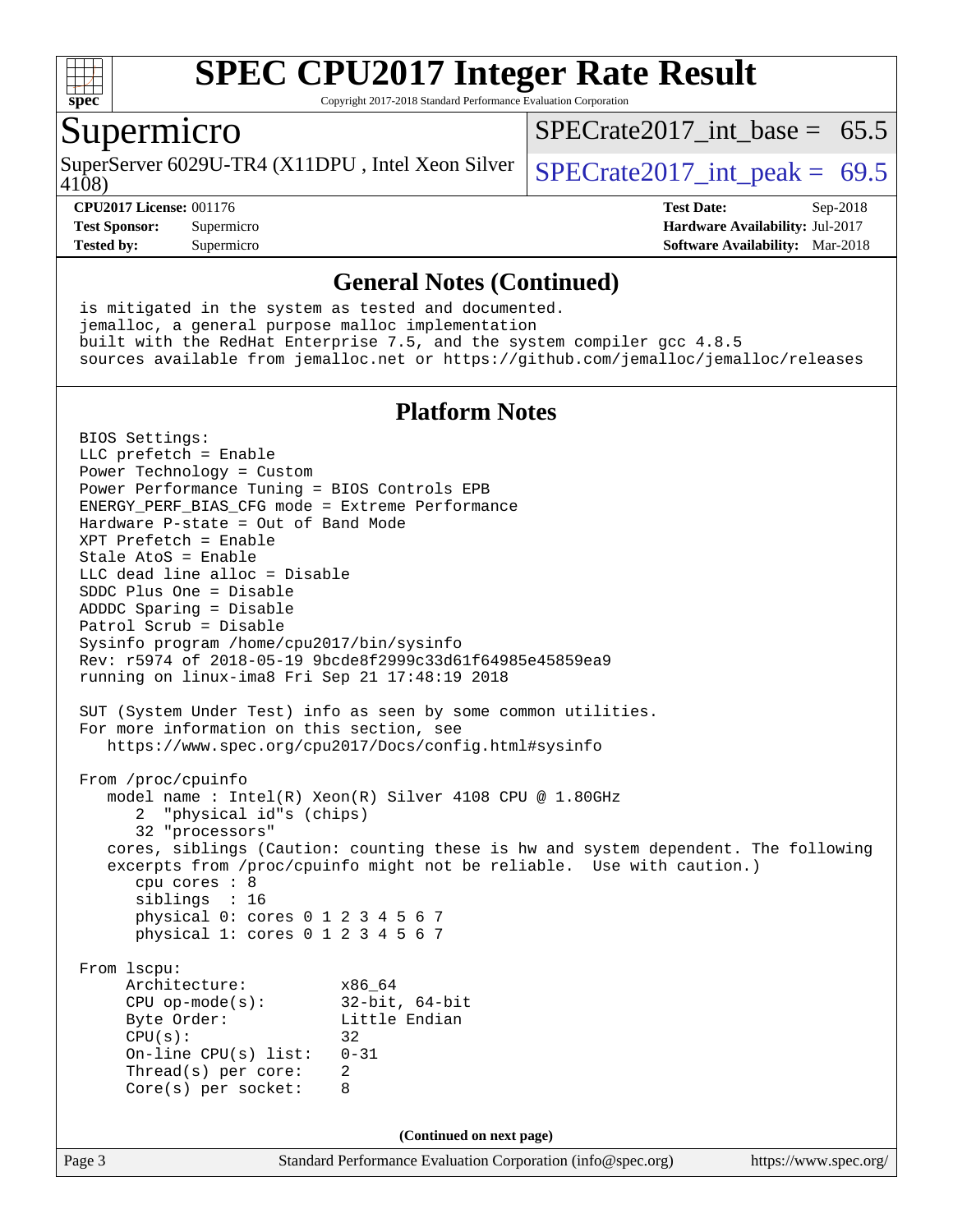## General Notes (Continued)

```
is mitigated in the system as tested and documented.
jemalloc, a general purpose malloc implementation
built with the RedHat Enterprise 7.5, and the system compiler gcc 4.8.5
sources available from jemalloc.net or https://github.com/jemalloc/jemalloc/releases
```

## Platform Notes

```
BIOS Settings:
LLC prefetch = Enable
Power Technology = Custom
Power Performance Tuning = BIOS Controls EPB
ENERGY_PERF_BIAS_CFG mode = Extreme Performance
Hardware P-state = Out of Band Mode
XPT Prefetch = Enable
Stale AtoS = Enable
LLC dead line alloc = Disable
SDDC Plus One = Disable
ADDDC Sparing = Disable
Patrol Scrub = Disable
Sysinfo program /home/cpu2017/bin/sysinfo
Rev: r5974 of 2018-05-19 9bcde8f2999c33d61f64985e45859ea9
running on linux-ima8 Fri Sep 21 17:48:19 2018

SUT (System Under Test) info as seen by some common utilities.
For more information on this section, see
   https://www.spec.org/cpu2017/Docs/config.html#sysinfo

From /proc/cpuinfo
   model name : Intel(R) Xeon(R) Silver 4108 CPU @ 1.80GHz
      2  "physical id"s (chips)
      32 "processors"
   cores, siblings (Caution: counting these is hw and system dependent. The following
   excerpts from /proc/cpuinfo might not be reliable.  Use with caution.)
      cpu cores : 8
      siblings  : 16
      physical 0: cores 0 1 2 3 4 5 6 7
      physical 1: cores 0 1 2 3 4 5 6 7

From lscpu:
     Architecture:          x86_64
     CPU op-mode(s):        32-bit, 64-bit
     Byte Order:            Little Endian
     CPU(s):                32
     On-line CPU(s) list:   0-31
     Thread(s) per core:    2
     Core(s) per socket:    8
```

(Continued on next page)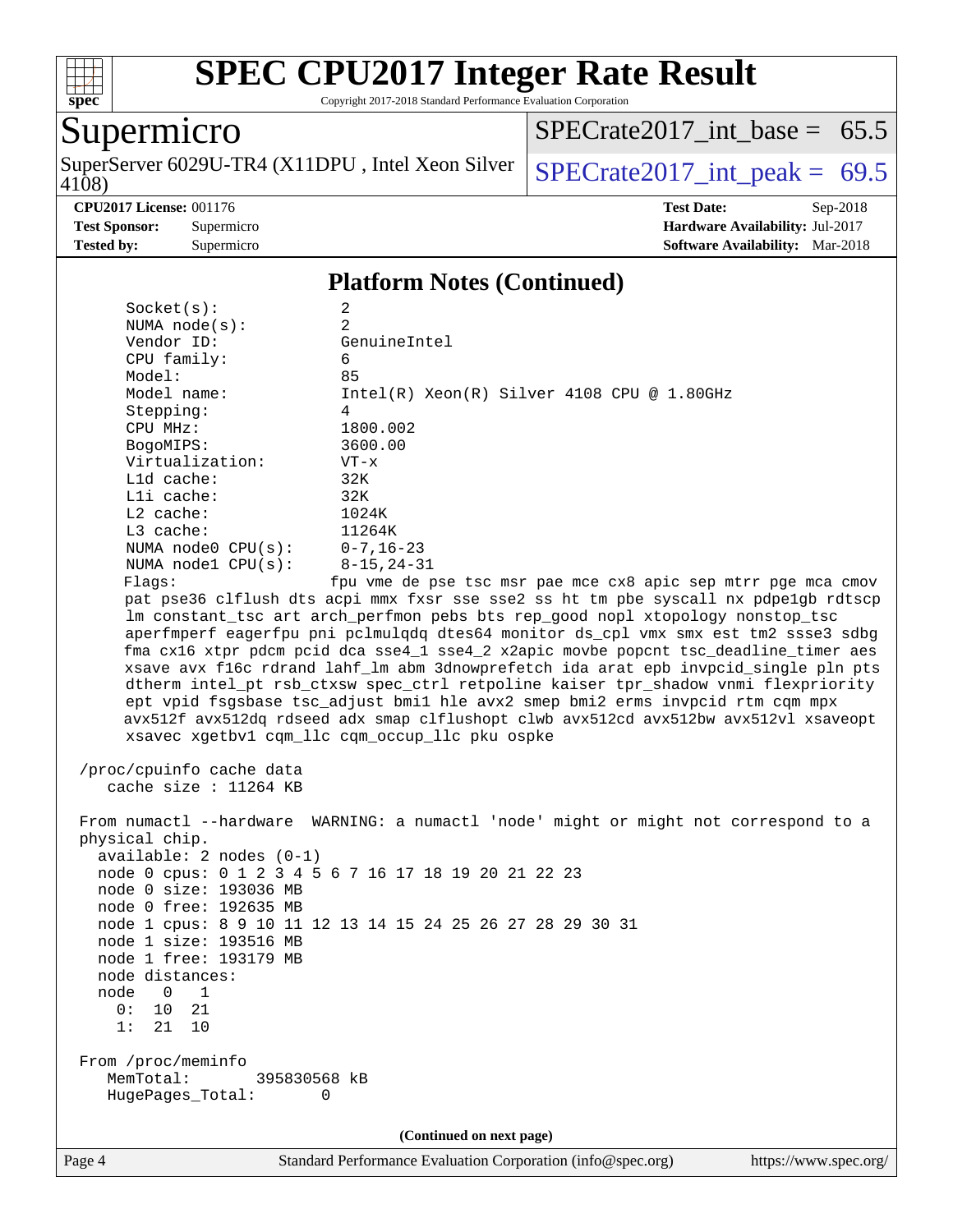# SPEC CPU2017 Integer Rate Result

Copyright 2017-2018 Standard Performance Evaluation Corporation

## Supermicro

SuperServer 6029U-TR4 (X11DPU , Intel Xeon Silver 4108)

SPECrate2017_int_base = 65.5

SPECrate2017_int_peak = 69.5

**CPU2017 License:** 001176
**Test Sponsor:** Supermicro
**Tested by:** Supermicro

**Test Date:** Sep-2018
**Hardware Availability:** Jul-2017
**Software Availability:** Mar-2018

### Platform Notes (Continued)

```
      Socket(s):               2
      NUMA node(s):            2
      Vendor ID:               GenuineIntel
      CPU family:              6
      Model:                   85
      Model name:              Intel(R) Xeon(R) Silver 4108 CPU @ 1.80GHz
      Stepping:                4
      CPU MHz:                 1800.002
      BogoMIPS:                3600.00
      Virtualization:          VT-x
      L1d cache:               32K
      L1i cache:               32K
      L2 cache:                1024K
      L3 cache:                11264K
      NUMA node0 CPU(s):       0-7,16-23
      NUMA node1 CPU(s):       8-15,24-31
      Flags:                   fpu vme de pse tsc msr pae mce cx8 apic sep mtrr pge mca cmov
      pat pse36 clflush dts acpi mmx fxsr sse sse2 ss ht tm pbe syscall nx pdpe1gb rdtscp
      lm constant_tsc art arch_perfmon pebs bts rep_good nopl xtopology nonstop_tsc
      aperfmperf eagerfpu pni pclmulqdq dtes64 monitor ds_cpl vmx smx est tm2 ssse3 sdbg
      fma cx16 xtpr pdcm pcid dca sse4_1 sse4_2 x2apic movbe popcnt tsc_deadline_timer aes
      xsave avx f16c rdrand lahf_lm abm 3dnowprefetch ida arat epb invpcid_single pln pts
      dtherm intel_pt rsb_ctxsw spec_ctrl retpoline kaiser tpr_shadow vnmi flexpriority
      ept vpid fsgsbase tsc_adjust bmi1 hle avx2 smep bmi2 erms invpcid rtm cqm mpx
      avx512f avx512dq rdseed adx smap clflushopt clwb avx512cd avx512bw avx512vl xsaveopt
      xsavec xgetbv1 cqm_llc cqm_occup_llc pku ospke

 /proc/cpuinfo cache data
    cache size : 11264 KB

 From numactl --hardware  WARNING: a numactl 'node' might or might not correspond to a
 physical chip.
   available: 2 nodes (0-1)
   node 0 cpus: 0 1 2 3 4 5 6 7 16 17 18 19 20 21 22 23
   node 0 size: 193036 MB
   node 0 free: 192635 MB
   node 1 cpus: 8 9 10 11 12 13 14 15 24 25 26 27 28 29 30 31
   node 1 size: 193516 MB
   node 1 free: 193179 MB
   node distances:
   node   0   1
     0:  10  21
     1:  21  10

 From /proc/meminfo
    MemTotal:       395830568 kB
    HugePages_Total:       0
```

(Continued on next page)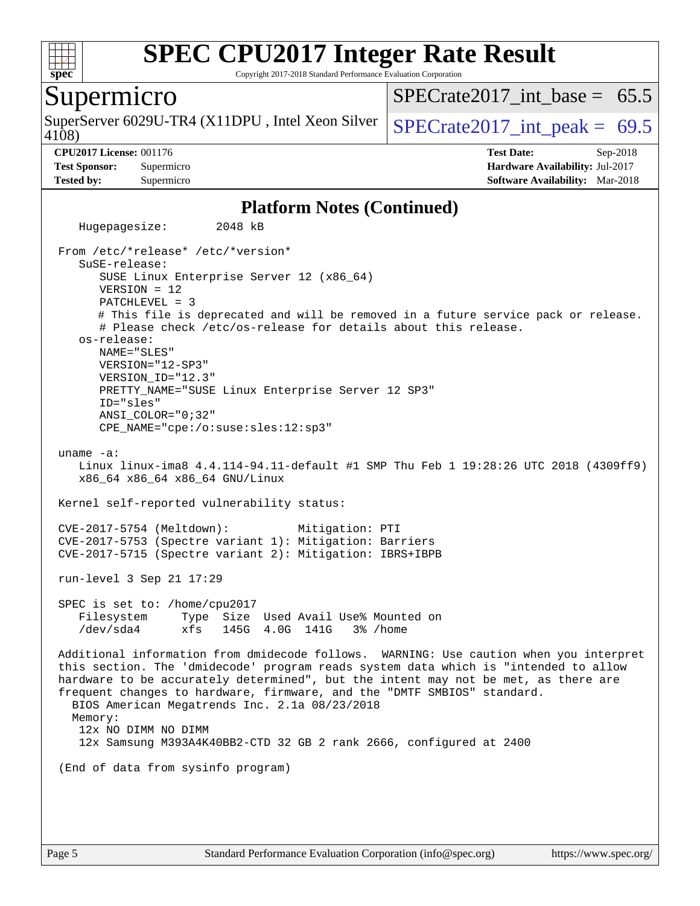# SPEC CPU2017 Integer Rate Result

Copyright 2017-2018 Standard Performance Evaluation Corporation

## Supermicro

SuperServer 6029U-TR4 (X11DPU , Intel Xeon Silver 4108)

SPECrate2017_int_base = 65.5

SPECrate2017_int_peak = 69.5

**CPU2017 License:** 001176
**Test Sponsor:** Supermicro
**Tested by:** Supermicro

**Test Date:** Sep-2018
**Hardware Availability:** Jul-2017
**Software Availability:** Mar-2018

### Platform Notes (Continued)

```
   Hugepagesize:       2048 kB

From /etc/*release* /etc/*version*
   SuSE-release:
      SUSE Linux Enterprise Server 12 (x86_64)
      VERSION = 12
      PATCHLEVEL = 3
      # This file is deprecated and will be removed in a future service pack or release.
      # Please check /etc/os-release for details about this release.
   os-release:
      NAME="SLES"
      VERSION="12-SP3"
      VERSION_ID="12.3"
      PRETTY_NAME="SUSE Linux Enterprise Server 12 SP3"
      ID="sles"
      ANSI_COLOR="0;32"
      CPE_NAME="cpe:/o:suse:sles:12:sp3"

uname -a:
   Linux linux-ima8 4.4.114-94.11-default #1 SMP Thu Feb 1 19:28:26 UTC 2018 (4309ff9)
   x86_64 x86_64 x86_64 GNU/Linux

Kernel self-reported vulnerability status:

CVE-2017-5754 (Meltdown):          Mitigation: PTI
CVE-2017-5753 (Spectre variant 1): Mitigation: Barriers
CVE-2017-5715 (Spectre variant 2): Mitigation: IBRS+IBPB

run-level 3 Sep 21 17:29

SPEC is set to: /home/cpu2017
   Filesystem     Type  Size  Used Avail Use% Mounted on
   /dev/sda4      xfs   145G  4.0G  141G   3% /home

Additional information from dmidecode follows.  WARNING: Use caution when you interpret
this section. The 'dmidecode' program reads system data which is "intended to allow
hardware to be accurately determined", but the intent may not be met, as there are
frequent changes to hardware, firmware, and the "DMTF SMBIOS" standard.
  BIOS American Megatrends Inc. 2.1a 08/23/2018
  Memory:
   12x NO DIMM NO DIMM
   12x Samsung M393A4K40BB2-CTD 32 GB 2 rank 2666, configured at 2400

(End of data from sysinfo program)
```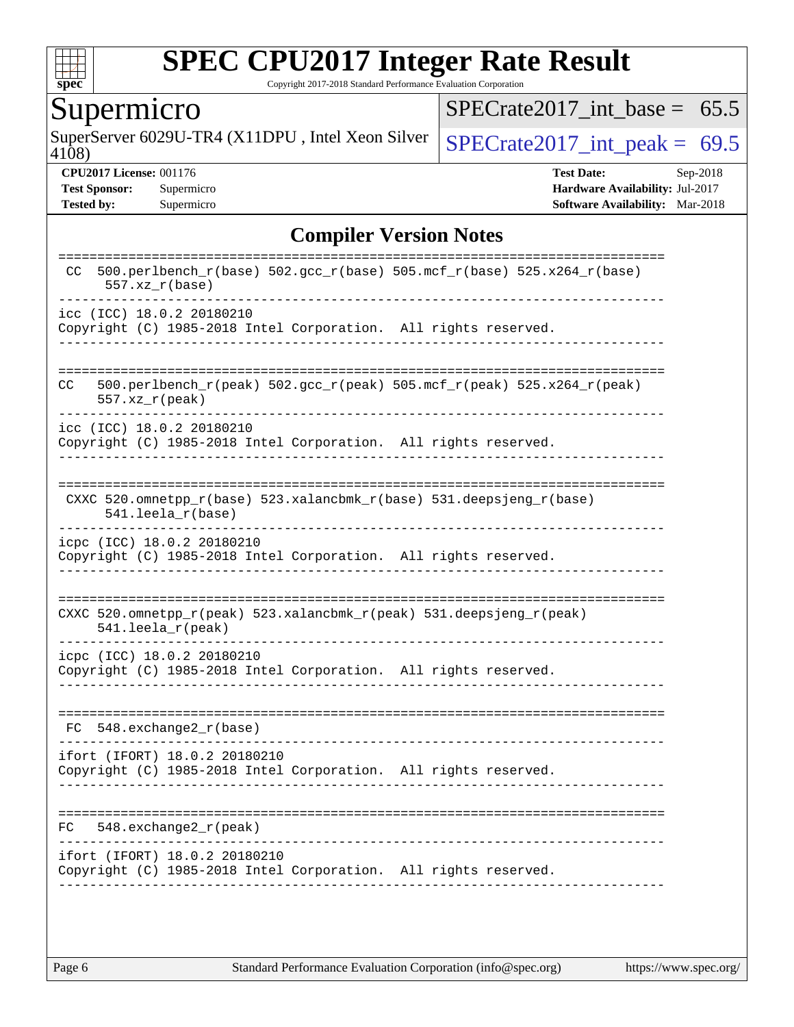## Compiler Version Notes

```
==============================================================================
 CC  500.perlbench_r(base) 502.gcc_r(base) 505.mcf_r(base) 525.x264_r(base)
      557.xz_r(base)
------------------------------------------------------------------------------
icc (ICC) 18.0.2 20180210
Copyright (C) 1985-2018 Intel Corporation.  All rights reserved.
------------------------------------------------------------------------------

==============================================================================
CC   500.perlbench_r(peak) 502.gcc_r(peak) 505.mcf_r(peak) 525.x264_r(peak)
     557.xz_r(peak)
------------------------------------------------------------------------------
icc (ICC) 18.0.2 20180210
Copyright (C) 1985-2018 Intel Corporation.  All rights reserved.
------------------------------------------------------------------------------

==============================================================================
 CXXC 520.omnetpp_r(base) 523.xalancbmk_r(base) 531.deepsjeng_r(base)
      541.leela_r(base)
------------------------------------------------------------------------------
icpc (ICC) 18.0.2 20180210
Copyright (C) 1985-2018 Intel Corporation.  All rights reserved.
------------------------------------------------------------------------------

==============================================================================
CXXC 520.omnetpp_r(peak) 523.xalancbmk_r(peak) 531.deepsjeng_r(peak)
     541.leela_r(peak)
------------------------------------------------------------------------------
icpc (ICC) 18.0.2 20180210
Copyright (C) 1985-2018 Intel Corporation.  All rights reserved.
------------------------------------------------------------------------------

==============================================================================
 FC  548.exchange2_r(base)
------------------------------------------------------------------------------
ifort (IFORT) 18.0.2 20180210
Copyright (C) 1985-2018 Intel Corporation.  All rights reserved.
------------------------------------------------------------------------------

==============================================================================
FC   548.exchange2_r(peak)
------------------------------------------------------------------------------
ifort (IFORT) 18.0.2 20180210
Copyright (C) 1985-2018 Intel Corporation.  All rights reserved.
------------------------------------------------------------------------------
```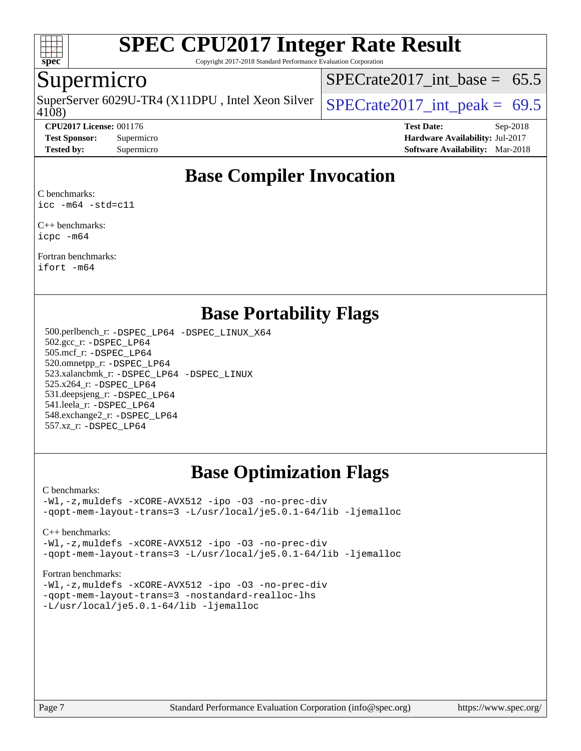# SPEC CPU2017 Integer Rate Result

Copyright 2017-2018 Standard Performance Evaluation Corporation

## Supermicro

SuperServer 6029U-TR4 (X11DPU , Intel Xeon Silver 4108)

SPECrate2017_int_base = 65.5

SPECrate2017_int_peak = 69.5

**CPU2017 License:** 001176
**Test Sponsor:** Supermicro
**Tested by:** Supermicro

**Test Date:** Sep-2018
**Hardware Availability:** Jul-2017
**Software Availability:** Mar-2018

## Base Compiler Invocation

C benchmarks:
```
icc -m64 -std=c11
```

C++ benchmarks:
```
icpc -m64
```

Fortran benchmarks:
```
ifort -m64
```

## Base Portability Flags

500.perlbench_r: `-DSPEC_LP64 -DSPEC_LINUX_X64`
502.gcc_r: `-DSPEC_LP64`
505.mcf_r: `-DSPEC_LP64`
520.omnetpp_r: `-DSPEC_LP64`
523.xalancbmk_r: `-DSPEC_LP64 -DSPEC_LINUX`
525.x264_r: `-DSPEC_LP64`
531.deepsjeng_r: `-DSPEC_LP64`
541.leela_r: `-DSPEC_LP64`
548.exchange2_r: `-DSPEC_LP64`
557.xz_r: `-DSPEC_LP64`

## Base Optimization Flags

C benchmarks:
```
-Wl,-z,muldefs -xCORE-AVX512 -ipo -O3 -no-prec-div
-qopt-mem-layout-trans=3 -L/usr/local/je5.0.1-64/lib -ljemalloc
```

C++ benchmarks:
```
-Wl,-z,muldefs -xCORE-AVX512 -ipo -O3 -no-prec-div
-qopt-mem-layout-trans=3 -L/usr/local/je5.0.1-64/lib -ljemalloc
```

Fortran benchmarks:
```
-Wl,-z,muldefs -xCORE-AVX512 -ipo -O3 -no-prec-div
-qopt-mem-layout-trans=3 -nostandard-realloc-lhs
-L/usr/local/je5.0.1-64/lib -ljemalloc
```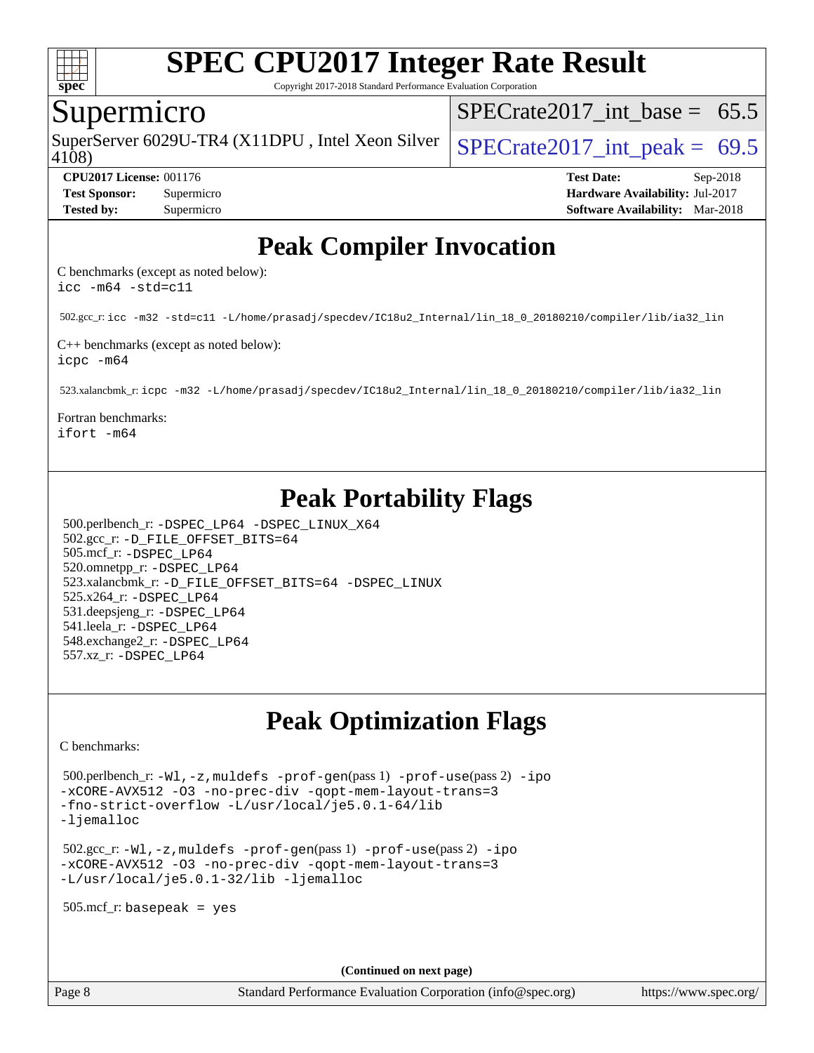# SPEC CPU2017 Integer Rate Result

Copyright 2017-2018 Standard Performance Evaluation Corporation

## Supermicro

SuperServer 6029U-TR4 (X11DPU , Intel Xeon Silver 4108)

SPECrate2017_int_base = 65.5

SPECrate2017_int_peak = 69.5

**CPU2017 License:** 001176
**Test Sponsor:** Supermicro
**Tested by:** Supermicro

**Test Date:** Sep-2018
**Hardware Availability:** Jul-2017
**Software Availability:** Mar-2018

## Peak Compiler Invocation

C benchmarks (except as noted below):
`icc -m64 -std=c11`

502.gcc_r: `icc -m32 -std=c11 -L/home/prasadj/specdev/IC18u2_Internal/lin_18_0_20180210/compiler/lib/ia32_lin`

C++ benchmarks (except as noted below):
`icpc -m64`

523.xalancbmk_r: `icpc -m32 -L/home/prasadj/specdev/IC18u2_Internal/lin_18_0_20180210/compiler/lib/ia32_lin`

Fortran benchmarks:
`ifort -m64`

## Peak Portability Flags

500.perlbench_r: `-DSPEC_LP64 -DSPEC_LINUX_X64`
502.gcc_r: `-D_FILE_OFFSET_BITS=64`
505.mcf_r: `-DSPEC_LP64`
520.omnetpp_r: `-DSPEC_LP64`
523.xalancbmk_r: `-D_FILE_OFFSET_BITS=64 -DSPEC_LINUX`
525.x264_r: `-DSPEC_LP64`
531.deepsjeng_r: `-DSPEC_LP64`
541.leela_r: `-DSPEC_LP64`
548.exchange2_r: `-DSPEC_LP64`
557.xz_r: `-DSPEC_LP64`

## Peak Optimization Flags

C benchmarks:

500.perlbench_r: `-Wl,-z,muldefs -prof-gen`(pass 1) `-prof-use`(pass 2) `-ipo -xCORE-AVX512 -O3 -no-prec-div -qopt-mem-layout-trans=3 -fno-strict-overflow -L/usr/local/je5.0.1-64/lib -ljemalloc`

502.gcc_r: `-Wl,-z,muldefs -prof-gen`(pass 1) `-prof-use`(pass 2) `-ipo -xCORE-AVX512 -O3 -no-prec-div -qopt-mem-layout-trans=3 -L/usr/local/je5.0.1-32/lib -ljemalloc`

505.mcf_r: `basepeak = yes`

**(Continued on next page)**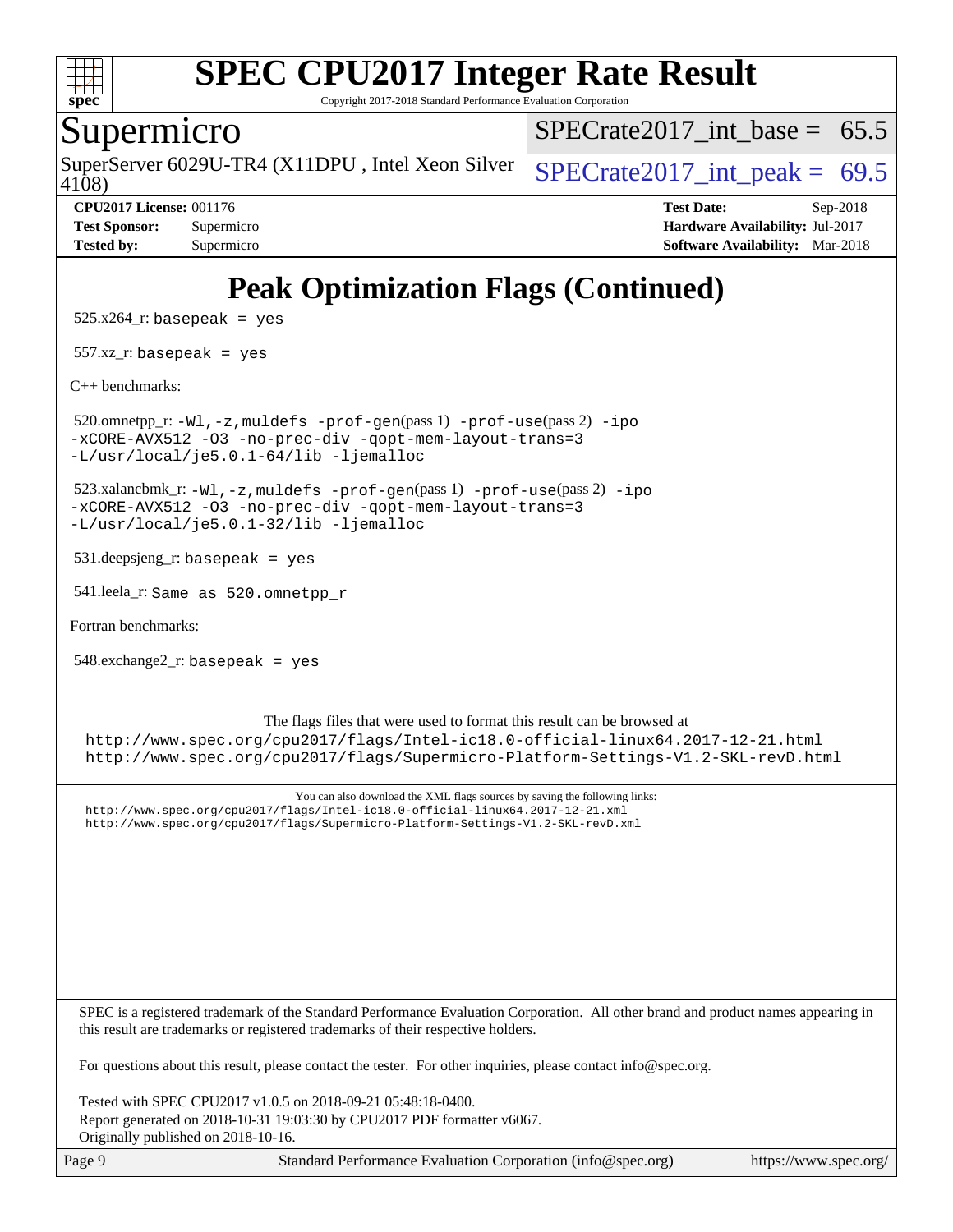# Peak Optimization Flags (Continued)

525.x264_r: basepeak = yes

557.xz_r: basepeak = yes

C++ benchmarks:

520.omnetpp_r: -Wl,-z,muldefs -prof-gen(pass 1) -prof-use(pass 2) -ipo -xCORE-AVX512 -O3 -no-prec-div -qopt-mem-layout-trans=3 -L/usr/local/je5.0.1-64/lib -ljemalloc

523.xalancbmk_r: -Wl,-z,muldefs -prof-gen(pass 1) -prof-use(pass 2) -ipo -xCORE-AVX512 -O3 -no-prec-div -qopt-mem-layout-trans=3 -L/usr/local/je5.0.1-32/lib -ljemalloc

531.deepsjeng_r: basepeak = yes

541.leela_r: Same as 520.omnetpp_r

Fortran benchmarks:

548.exchange2_r: basepeak = yes

The flags files that were used to format this result can be browsed at
http://www.spec.org/cpu2017/flags/Intel-ic18.0-official-linux64.2017-12-21.html
http://www.spec.org/cpu2017/flags/Supermicro-Platform-Settings-V1.2-SKL-revD.html

You can also download the XML flags sources by saving the following links:
http://www.spec.org/cpu2017/flags/Intel-ic18.0-official-linux64.2017-12-21.xml
http://www.spec.org/cpu2017/flags/Supermicro-Platform-Settings-V1.2-SKL-revD.xml

SPEC is a registered trademark of the Standard Performance Evaluation Corporation. All other brand and product names appearing in this result are trademarks or registered trademarks of their respective holders.

For questions about this result, please contact the tester. For other inquiries, please contact info@spec.org.

Tested with SPEC CPU2017 v1.0.5 on 2018-09-21 05:48:18-0400.
Report generated on 2018-10-31 19:03:30 by CPU2017 PDF formatter v6067.
Originally published on 2018-10-16.